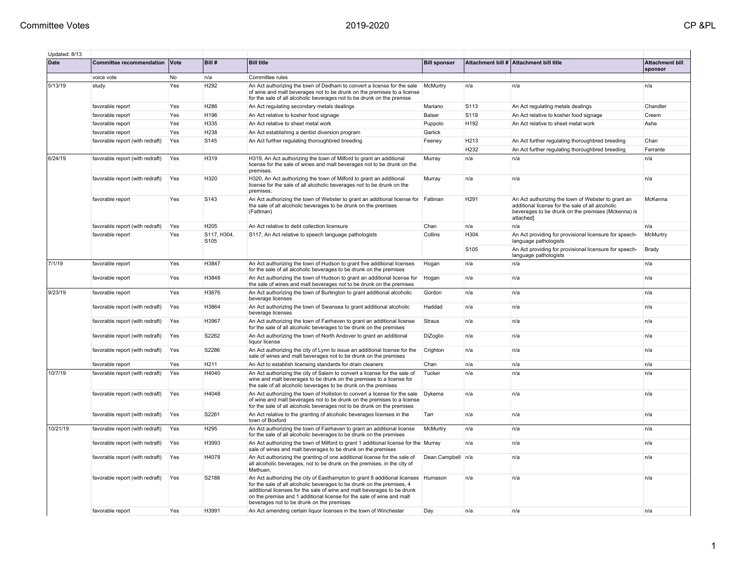Updated: 8/13

| Date | Committee recommendation | Vote | Bill # | Bill title | Bill sponsor | Attachment bill # | Attachment bill title | Attachment bill sponsor |
|---|---|---|---|---|---|---|---|---|
| | voice vote | No | n/a | Committee rules | | | | |
| 5/13/19 | study | Yes | H292 | An Act authorizing the town of Dedham to convert a license for the sale of wine and malt beverages not to be drunk on the premises to a license for the sale of all alcoholic beverages not to be drunk on the premise | McMurtry | n/a | n/a | n/a |
| | favorable report | Yes | H286 | An Act regulating secondary metals dealings | Mariano | S113 | An Act regulating metals dealings | Chandler |
| | favorable report | Yes | H196 | An Act relative to kosher food signage | Balser | S119 | An Act relative to kosher food signage | Creem |
| | favorable report | Yes | H335 | An Act relative to sheet metal work | Puppolo | H192 | An Act relative to sheet metal work | Ashe |
| | favorable report | Yes | H238 | An Act establishing a dentist diversion program | Garlick | | | |
| | favorable report (with redraft) | Yes | S145 | An Act further regulating thoroughbred breeding | Feeney | H213 | An Act further regulating thoroughbred breeding | Chan |
| | | | | | | H232 | An Act further regulating thoroughbred breeding | Ferrante |
| 6/24/19 | favorable report (with redraft) | Yes | H319 | H319, An Act authorizing the town of Milford to grant an additional license for the sale of wines and malt beverages not to be drunk on the premises. | Murray | n/a | n/a | n/a |
| | favorable report (with redraft) | Yes | H320 | H320, An Act authorizing the town of Milford to grant an additional license for the sale of all alcoholic beverages not to be drunk on the premises. | Murray | n/a | n/a | n/a |
| | favorable report | Yes | S143 | An Act authorizing the town of Webster to grant an additional license for the sale of all alcoholic beverages to be drunk on the premises (Fattman) | Fattman | H291 | An Act authorizing the town of Webster to grant an additional license for the sale of all alcoholic beverages to be drunk on the premises (Mckenna) is attached] | McKenna |
| | favorable report (with redraft) | Yes | H205 | An Act relative to debt collection licensure | Chan | n/a | n/a | n/a |
| | favorable report | Yes | S117, H304, S105 | S117, An Act relative to speech language pathologists | Collins | H304 | An Act providing for provisional licensure for speech-language pathologists | McMurtry |
| | | | | | | S105 | An Act providing for provisional licensure for speech-language pathologists | Brady |
| 7/1/19 | favorable report | Yes | H3847 | An Act authorizing the town of Hudson to grant five additional licenses for the sale of all alcoholic beverages to be drunk on the premises | Hogan | n/a | n/a | n/a |
| | favorable report | Yes | H3848 | An Act authorizing the town of Hudson to grant an additional license for the sale of wines and malt beverages not to be drunk on the premises | Hogan | n/a | n/a | n/a |
| 9/23/19 | favorable report | Yes | H3676 | An Act authorizing the town of Burlington to grant additional alcoholic beverage licenses | Gordon | n/a | n/a | n/a |
| | favorable report (with redraft) | Yes | H3864 | An Act authorizing the town of Swansea to grant additional alcoholic beverage licenses | Haddad | n/a | n/a | n/a |
| | favorable report (with redraft) | Yes | H3967 | An Act authorizing the town of Fairhaven to grant an additional license for the sale of all alcoholic beverages to be drunk on the premises | Straus | n/a | n/a | n/a |
| | favorable report (with redraft) | Yes | S2262 | An Act authorizing the town of North Andover to grant an additional liquor license | DiZoglio | n/a | n/a | n/a |
| | favorable report (with redraft) | Yes | S2286 | An Act authorizing the city of Lynn to issue an additional license for the sale of wines and malt beverages not to be drunk on the premises | Crighton | n/a | n/a | n/a |
| | favorable report | Yes | H211 | An Act to establish licensing standards for drain cleaners | Chan | n/a | n/a | n/a |
| 10/7/19 | favorable report (with redraft) | Yes | H4040 | An Act authorizing the city of Salem to convert a license for the sale of wine and malt beverages to be drunk on the premises to a license for the sale of all alcoholic beverages to be drunk on the premises | Tucker | n/a | n/a | n/a |
| | favorable report (with redraft) | Yes | H4048 | An Act authorizing the town of Holliston to convert a license for the sale of wine and malt beverages not to be drunk on the premises to a license for the sale of all alcoholic beverages not to be drunk on the premises | Dykema | n/a | n/a | n/a |
| | favorable report (with redraft) | Yes | S2261 | An Act relative to the granting of alcoholic beverages licenses in the town of Boxford | Tarr | n/a | n/a | n/a |
| 10/21/19 | favorable report (with redraft) | Yes | H295 | An Act authorizing the town of Fairhaven to grant an additional license for the sale of all alcoholic beverages to be drunk on the premises | McMurtry | n/a | n/a | n/a |
| | favorable report (with redraft) | Yes | H3993 | An Act authorizing the town of Milford to grant 1 additional license for the sale of wines and malt beverages to be drunk on the premises | Murray | n/a | n/a | n/a |
| | favorable report (with redraft) | Yes | H4078 | An Act authorizing the granting of one additional license for the sale of all alcoholic beverages, not to be drunk on the premises, in the city of Methuen. | Dean Campbell | n/a | n/a | n/a |
| | favorable report (with redraft) | Yes | S2188 | An Act authorizing the city of Easthampton to grant 8 additional licenses for the sale of all alcoholic beverages to be drunk on the premises, 4 additional licenses for the sale of wine and malt beverages to be drunk on the premise and 1 additional license for the sale of wine and malt beverages not to be drunk on the premises | Humason | n/a | n/a | n/a |
| | favorable report | Yes | H3991 | An Act amending certain liquor licenses in the town of Winchester | Day | n/a | n/a | n/a |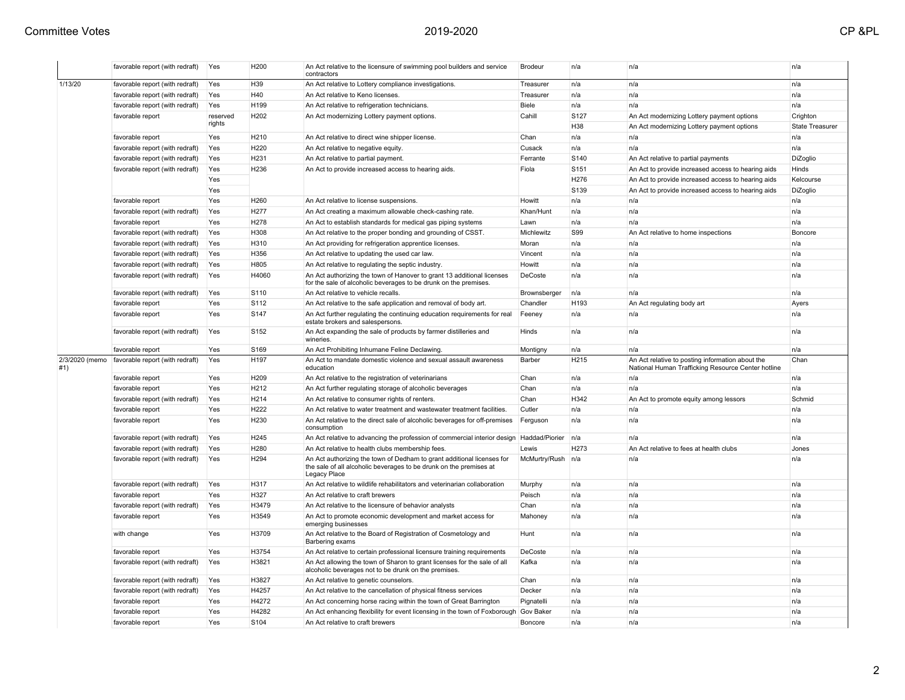| Date | Recommendation | Vote | Bill | Title | Sponsor | Related Bill | Related Title | Related Sponsor |
|---|---|---|---|---|---|---|---|---|
| | favorable report (with redraft) | Yes | H200 | An Act relative to the licensure of swimming pool builders and service contractors | Brodeur | n/a | n/a | n/a |
| 1/13/20 | favorable report (with redraft) | Yes | H39 | An Act relative to Lottery compliance investigations. | Treasurer | n/a | n/a | n/a |
| | favorable report (with redraft) | Yes | H40 | An Act relative to Keno licenses. | Treasurer | n/a | n/a | n/a |
| | favorable report (with redraft) | Yes | H199 | An Act relative to refrigeration technicians. | Biele | n/a | n/a | n/a |
| | favorable report | reserved rights | H202 | An Act modernizing Lottery payment options. | Cahill | S127 | An Act modernizing Lottery payment options | Crighton |
| | | | | | | H38 | An Act modernizing Lottery payment options | State Treasurer |
| | favorable report | Yes | H210 | An Act relative to direct wine shipper license. | Chan | n/a | n/a | n/a |
| | favorable report (with redraft) | Yes | H220 | An Act relative to negative equity. | Cusack | n/a | n/a | n/a |
| | favorable report (with redraft) | Yes | H231 | An Act relative to partial payment. | Ferrante | S140 | An Act relative to partial payments | DiZoglio |
| | favorable report (with redraft) | Yes | H236 | An Act to provide increased access to hearing aids. | Fiola | S151 | An Act to provide increased access to hearing aids | Hinds |
| | | Yes | | | | H276 | An Act to provide increased access to hearing aids | Kelcourse |
| | | Yes | | | | S139 | An Act to provide increased access to hearing aids | DiZoglio |
| | favorable report | Yes | H260 | An Act relative to license suspensions. | Howitt | n/a | n/a | n/a |
| | favorable report (with redraft) | Yes | H277 | An Act creating a maximum allowable check-cashing rate. | Khan/Hunt | n/a | n/a | n/a |
| | favorable report | Yes | H278 | An Act to establish standards for medical gas piping systems | Lawn | n/a | n/a | n/a |
| | favorable report (with redraft) | Yes | H308 | An Act relative to the proper bonding and grounding of CSST. | Michlewitz | S99 | An Act relative to home inspections | Boncore |
| | favorable report (with redraft) | Yes | H310 | An Act providing for refrigeration apprentice licenses. | Moran | n/a | n/a | n/a |
| | favorable report (with redraft) | Yes | H356 | An Act relative to updating the used car law. | Vincent | n/a | n/a | n/a |
| | favorable report (with redraft) | Yes | H805 | An Act relative to regulating the septic industry. | Howitt | n/a | n/a | n/a |
| | favorable report (with redraft) | Yes | H4060 | An Act authorizing the town of Hanover to grant 13 additional licenses for the sale of alcoholic beverages to be drunk on the premises. | DeCoste | n/a | n/a | n/a |
| | favorable report (with redraft) | Yes | S110 | An Act relative to vehicle recalls. | Brownsberger | n/a | n/a | n/a |
| | favorable report | Yes | S112 | An Act relative to the safe application and removal of body art. | Chandler | H193 | An Act regulating body art | Ayers |
| | favorable report | Yes | S147 | An Act further regulating the continuing education requirements for real estate brokers and salespersons. | Feeney | n/a | n/a | n/a |
| | favorable report (with redraft) | Yes | S152 | An Act expanding the sale of products by farmer distilleries and wineries. | Hinds | n/a | n/a | n/a |
| | favorable report | Yes | S169 | An Act Prohibiting Inhumane Feline Declawing. | Montigny | n/a | n/a | n/a |
| 2/3/2020 (memo #1) | favorable report (with redraft) | Yes | H197 | An Act to mandate domestic violence and sexual assault awareness education | Barber | H215 | An Act relative to posting information about the National Human Trafficking Resource Center hotline | Chan |
| | favorable report | Yes | H209 | An Act relative to the registration of veterinarians | Chan | n/a | n/a | n/a |
| | favorable report | Yes | H212 | An Act further regulating storage of alcoholic beverages | Chan | n/a | n/a | n/a |
| | favorable report (with redraft) | Yes | H214 | An Act relative to consumer rights of renters. | Chan | H342 | An Act to promote equity among lessors | Schmid |
| | favorable report | Yes | H222 | An Act relative to water treatment and wastewater treatment facilities. | Cutler | n/a | n/a | n/a |
| | favorable report | Yes | H230 | An Act relative to the direct sale of alcoholic beverages for off-premises consumption | Ferguson | n/a | n/a | n/a |
| | favorable report (with redraft) | Yes | H245 | An Act relative to advancing the profession of commercial interior design | Haddad/Piorier | n/a | n/a | n/a |
| | favorable report (with redraft) | Yes | H280 | An Act relative to health clubs membership fees. | Lewis | H273 | An Act relative to fees at health clubs | Jones |
| | favorable report (with redraft) | Yes | H294 | An Act authorizing the town of Dedham to grant additional licenses for the sale of all alcoholic beverages to be drunk on the premises at Legacy Place | McMurtry/Rush | n/a | n/a | n/a |
| | favorable report (with redraft) | Yes | H317 | An Act relative to wildlife rehabilitators and veterinarian collaboration | Murphy | n/a | n/a | n/a |
| | favorable report | Yes | H327 | An Act relative to craft brewers | Peisch | n/a | n/a | n/a |
| | favorable report (with redraft) | Yes | H3479 | An Act relative to the licensure of behavior analysts | Chan | n/a | n/a | n/a |
| | favorable report | Yes | H3549 | An Act to promote economic development and market access for emerging businesses | Mahoney | n/a | n/a | n/a |
| | with change | Yes | H3709 | An Act relative to the Board of Registration of Cosmetology and Barbering exams | Hunt | n/a | n/a | n/a |
| | favorable report | Yes | H3754 | An Act relative to certain professional licensure training requirements | DeCoste | n/a | n/a | n/a |
| | favorable report (with redraft) | Yes | H3821 | An Act allowing the town of Sharon to grant licenses for the sale of all alcoholic beverages not to be drunk on the premises. | Kafka | n/a | n/a | n/a |
| | favorable report (with redraft) | Yes | H3827 | An Act relative to genetic counselors. | Chan | n/a | n/a | n/a |
| | favorable report (with redraft) | Yes | H4257 | An Act relative to the cancellation of physical fitness services | Decker | n/a | n/a | n/a |
| | favorable report | Yes | H4272 | An Act concerning horse racing within the town of Great Barrington | Pignatelli | n/a | n/a | n/a |
| | favorable report | Yes | H4282 | An Act enhancing flexibility for event licensing in the town of Foxborough | Gov Baker | n/a | n/a | n/a |
| | favorable report | Yes | S104 | An Act relative to craft brewers | Boncore | n/a | n/a | n/a |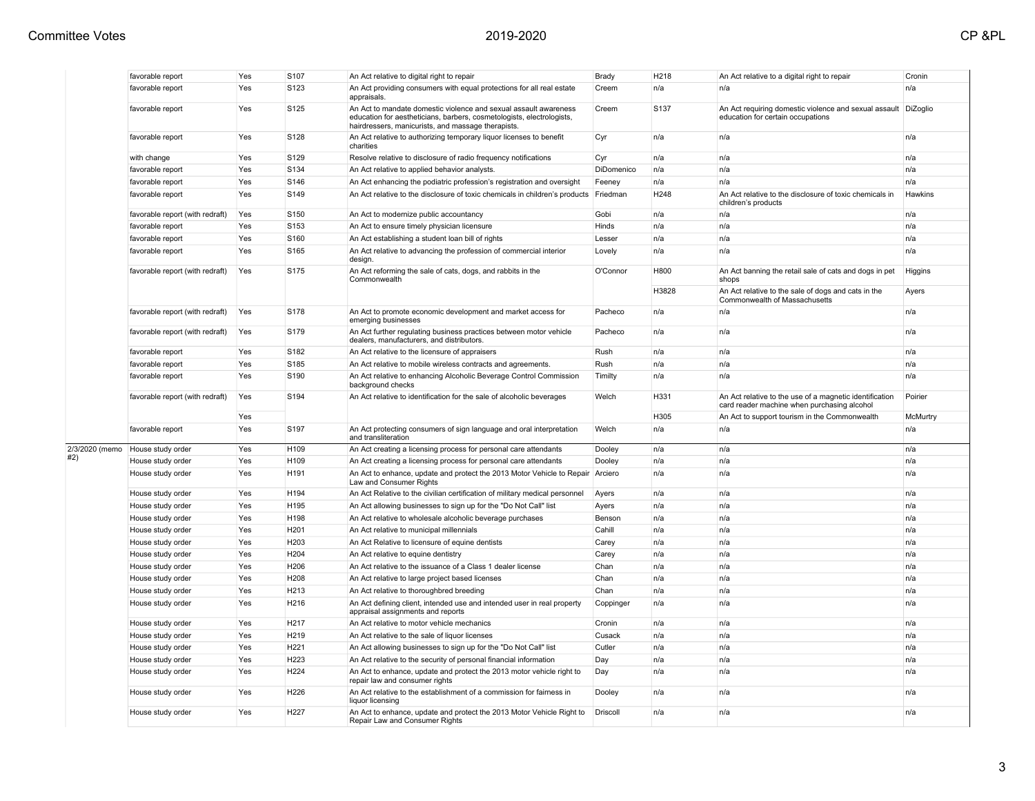| | | | | | | | | |
|---|---|---|---|---|---|---|---|---|
| | favorable report | Yes | S107 | An Act relative to digital right to repair | Brady | H218 | An Act relative to a digital right to repair | Cronin |
| | favorable report | Yes | S123 | An Act providing consumers with equal protections for all real estate appraisals. | Creem | n/a | n/a | n/a |
| | favorable report | Yes | S125 | An Act to mandate domestic violence and sexual assault awareness education for aestheticians, barbers, cosmetologists, electrologists, hairdressers, manicurists, and massage therapists. | Creem | S137 | An Act requiring domestic violence and sexual assault education for certain occupations | DiZoglio |
| | favorable report | Yes | S128 | An Act relative to authorizing temporary liquor licenses to benefit charities | Cyr | n/a | n/a | n/a |
| | with change | Yes | S129 | Resolve relative to disclosure of radio frequency notifications | Cyr | n/a | n/a | n/a |
| | favorable report | Yes | S134 | An Act relative to applied behavior analysts. | DiDomenico | n/a | n/a | n/a |
| | favorable report | Yes | S146 | An Act enhancing the podiatric profession's registration and oversight | Feeney | n/a | n/a | n/a |
| | favorable report | Yes | S149 | An Act relative to the disclosure of toxic chemicals in children's products | Friedman | H248 | An Act relative to the disclosure of toxic chemicals in children's products | Hawkins |
| | favorable report (with redraft) | Yes | S150 | An Act to modernize public accountancy | Gobi | n/a | n/a | n/a |
| | favorable report | Yes | S153 | An Act to ensure timely physician licensure | Hinds | n/a | n/a | n/a |
| | favorable report | Yes | S160 | An Act establishing a student loan bill of rights | Lesser | n/a | n/a | n/a |
| | favorable report | Yes | S165 | An Act relative to advancing the profession of commercial interior design. | Lovely | n/a | n/a | n/a |
| | favorable report (with redraft) | Yes | S175 | An Act reforming the sale of cats, dogs, and rabbits in the Commonwealth | O'Connor | H800 | An Act banning the retail sale of cats and dogs in pet shops | Higgins |
| | | | | | | H3828 | An Act relative to the sale of dogs and cats in the Commonwealth of Massachusetts | Ayers |
| | favorable report (with redraft) | Yes | S178 | An Act to promote economic development and market access for emerging businesses | Pacheco | n/a | n/a | n/a |
| | favorable report (with redraft) | Yes | S179 | An Act further regulating business practices between motor vehicle dealers, manufacturers, and distributors. | Pacheco | n/a | n/a | n/a |
| | favorable report | Yes | S182 | An Act relative to the licensure of appraisers | Rush | n/a | n/a | n/a |
| | favorable report | Yes | S185 | An Act relative to mobile wireless contracts and agreements. | Rush | n/a | n/a | n/a |
| | favorable report | Yes | S190 | An Act relative to enhancing Alcoholic Beverage Control Commission background checks | Timilty | n/a | n/a | n/a |
| | favorable report (with redraft) | Yes | S194 | An Act relative to identification for the sale of alcoholic beverages | Welch | H331 | An Act relative to the use of a magnetic identification card reader machine when purchasing alcohol | Poirier |
| | | Yes | | | | H305 | An Act to support tourism in the Commonwealth | McMurtry |
| | favorable report | Yes | S197 | An Act protecting consumers of sign language and oral interpretation and transliteration | Welch | n/a | n/a | n/a |
| 2/3/2020 (memo #2) | House study order | Yes | H109 | An Act creating a licensing process for personal care attendants | Dooley | n/a | n/a | n/a |
| | House study order | Yes | H109 | An Act creating a licensing process for personal care attendants | Dooley | n/a | n/a | n/a |
| | House study order | Yes | H191 | An Act to enhance, update and protect the 2013 Motor Vehicle to Repair Law and Consumer Rights | Arciero | n/a | n/a | n/a |
| | House study order | Yes | H194 | An Act Relative to the civilian certification of military medical personnel | Ayers | n/a | n/a | n/a |
| | House study order | Yes | H195 | An Act allowing businesses to sign up for the "Do Not Call" list | Ayers | n/a | n/a | n/a |
| | House study order | Yes | H198 | An Act relative to wholesale alcoholic beverage purchases | Benson | n/a | n/a | n/a |
| | House study order | Yes | H201 | An Act relative to municipal millennials | Cahill | n/a | n/a | n/a |
| | House study order | Yes | H203 | An Act Relative to licensure of equine dentists | Carey | n/a | n/a | n/a |
| | House study order | Yes | H204 | An Act relative to equine dentistry | Carey | n/a | n/a | n/a |
| | House study order | Yes | H206 | An Act relative to the issuance of a Class 1 dealer license | Chan | n/a | n/a | n/a |
| | House study order | Yes | H208 | An Act relative to large project based licenses | Chan | n/a | n/a | n/a |
| | House study order | Yes | H213 | An Act relative to thoroughbred breeding | Chan | n/a | n/a | n/a |
| | House study order | Yes | H216 | An Act defining client, intended use and intended user in real property appraisal assignments and reports | Coppinger | n/a | n/a | n/a |
| | House study order | Yes | H217 | An Act relative to motor vehicle mechanics | Cronin | n/a | n/a | n/a |
| | House study order | Yes | H219 | An Act relative to the sale of liquor licenses | Cusack | n/a | n/a | n/a |
| | House study order | Yes | H221 | An Act allowing businesses to sign up for the "Do Not Call" list | Cutler | n/a | n/a | n/a |
| | House study order | Yes | H223 | An Act relative to the security of personal financial information | Day | n/a | n/a | n/a |
| | House study order | Yes | H224 | An Act to enhance, update and protect the 2013 motor vehicle right to repair law and consumer rights | Day | n/a | n/a | n/a |
| | House study order | Yes | H226 | An Act relative to the establishment of a commission for fairness in liquor licensing | Dooley | n/a | n/a | n/a |
| | House study order | Yes | H227 | An Act to enhance, update and protect the 2013 Motor Vehicle Right to Repair Law and Consumer Rights | Driscoll | n/a | n/a | n/a |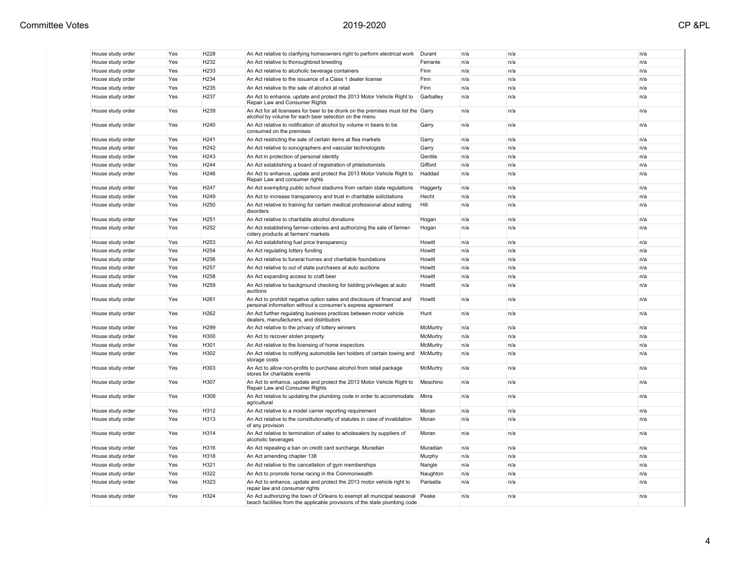| House study order | Yes | H228 | An Act relative to clarifying homeowners right to perform electrical work | Durant | n/a | n/a | n/a |
|---|---|---|---|---|---|---|---|
| House study order | Yes | H232 | An Act relative to thoroughbred breeding | Ferrante | n/a | n/a | n/a |
| House study order | Yes | H233 | An Act relative to alcoholic beverage containers | Finn | n/a | n/a | n/a |
| House study order | Yes | H234 | An Act relative to the issuance of a Class 1 dealer license | Finn | n/a | n/a | n/a |
| House study order | Yes | H235 | An Act relative to the sale of alcohol at retail | Finn | n/a | n/a | n/a |
| House study order | Yes | H237 | An Act to enhance, update and protect the 2013 Motor Vehicle Right to Repair Law and Consumer Rights | Garballey | n/a | n/a | n/a |
| House study order | Yes | H239 | An Act for all licensees for beer to be drunk on the premises must list the alcohol by volume for each beer selection on the menu | Garry | n/a | n/a | n/a |
| House study order | Yes | H240 | An Act relative to notification of alcohol by volume in beers to be consumed on the premises | Garry | n/a | n/a | n/a |
| House study order | Yes | H241 | An Act restricting the sale of certain items at flea markets | Garry | n/a | n/a | n/a |
| House study order | Yes | H242 | An Act relative to sonographers and vascular technologists | Garry | n/a | n/a | n/a |
| House study order | Yes | H243 | An Act in protection of personal identity | Gentile | n/a | n/a | n/a |
| House study order | Yes | H244 | An Act establishing a board of registration of phlebotomists | Gifford | n/a | n/a | n/a |
| House study order | Yes | H246 | An Act to enhance, update and protect the 2013 Motor Vehicle Right to Repair Law and consumer rights | Haddad | n/a | n/a | n/a |
| House study order | Yes | H247 | An Act exempting public school stadiums from certain state regulations | Haggerty | n/a | n/a | n/a |
| House study order | Yes | H249 | An Act to increase transparency and trust in charitable solicitations | Hecht | n/a | n/a | n/a |
| House study order | Yes | H250 | An Act relative to training for certain medical professional about eating disorders | Hill | n/a | n/a | n/a |
| House study order | Yes | H251 | An Act relative to charitable alcohol donations | Hogan | n/a | n/a | n/a |
| House study order | Yes | H252 | An Act establishing farmer-cideries and authorizing the sale of farmer-cidery products at farmers' markets | Hogan | n/a | n/a | n/a |
| House study order | Yes | H253 | An Act establishing fuel price transparency | Howitt | n/a | n/a | n/a |
| House study order | Yes | H254 | An Act regulating lottery funding | Howitt | n/a | n/a | n/a |
| House study order | Yes | H256 | An Act relative to funeral homes and charitable foundations | Howitt | n/a | n/a | n/a |
| House study order | Yes | H257 | An Act relative to out of state purchases at auto auctions | Howitt | n/a | n/a | n/a |
| House study order | Yes | H258 | An Act expanding access to craft beer | Howitt | n/a | n/a | n/a |
| House study order | Yes | H259 | An Act relative to background checking for bidding privileges at auto auctions | Howitt | n/a | n/a | n/a |
| House study order | Yes | H261 | An Act to prohibit negative option sales and disclosure of financial and personal information without a consumer's express agreement | Howitt | n/a | n/a | n/a |
| House study order | Yes | H262 | An Act further regulating business practices between motor vehicle dealers, manufacturers, and distributors | Hunt | n/a | n/a | n/a |
| House study order | Yes | H299 | An Act relative to the privacy of lottery winners | McMurtry | n/a | n/a | n/a |
| House study order | Yes | H300 | An Act to recover stolen property | McMurtry | n/a | n/a | n/a |
| House study order | Yes | H301 | An Act relative to the licensing of home inspectors | McMurtry | n/a | n/a | n/a |
| House study order | Yes | H302 | An Act relative to notifying automobile lien holders of certain towing and storage costs | McMurtry | n/a | n/a | n/a |
| House study order | Yes | H303 | An Act to allow non-profits to purchase alcohol from retail package stores for charitable events | McMurtry | n/a | n/a | n/a |
| House study order | Yes | H307 | An Act to enhance, update and protect the 2013 Motor Vehicle Right to Repair Law and Consumer Rights | Meschino | n/a | n/a | n/a |
| House study order | Yes | H309 | An Act relative to updating the plumbing code in order to accommodate agricultural | Mirra | n/a | n/a | n/a |
| House study order | Yes | H312 | An Act relative to a model carrier reporting requirement | Moran | n/a | n/a | n/a |
| House study order | Yes | H313 | An Act relative to the constitutionality of statutes in case of invalidation of any provision | Moran | n/a | n/a | n/a |
| House study order | Yes | H314 | An Act relative to termination of sales to wholesalers by suppliers of alcoholic beverages | Moran | n/a | n/a | n/a |
| House study order | Yes | H316 | An Act repealing a ban on credit card surcharge. Muradian | Muradian | n/a | n/a | n/a |
| House study order | Yes | H318 | An Act amending chapter 138 | Murphy | n/a | n/a | n/a |
| House study order | Yes | H321 | An Act relative to the cancellation of gym memberships | Nangle | n/a | n/a | n/a |
| House study order | Yes | H322 | An Act to promote horse racing in the Commonwealth | Naughton | n/a | n/a | n/a |
| House study order | Yes | H323 | An Act to enhance, update and protect the 2013 motor vehicle right to repair law and consumer rights | Parisella | n/a | n/a | n/a |
| House study order | Yes | H324 | An Act authorizing the town of Orleans to exempt all municipal seasonal beach facilities from the applicable provisions of the state plumbing code | Peake | n/a | n/a | n/a |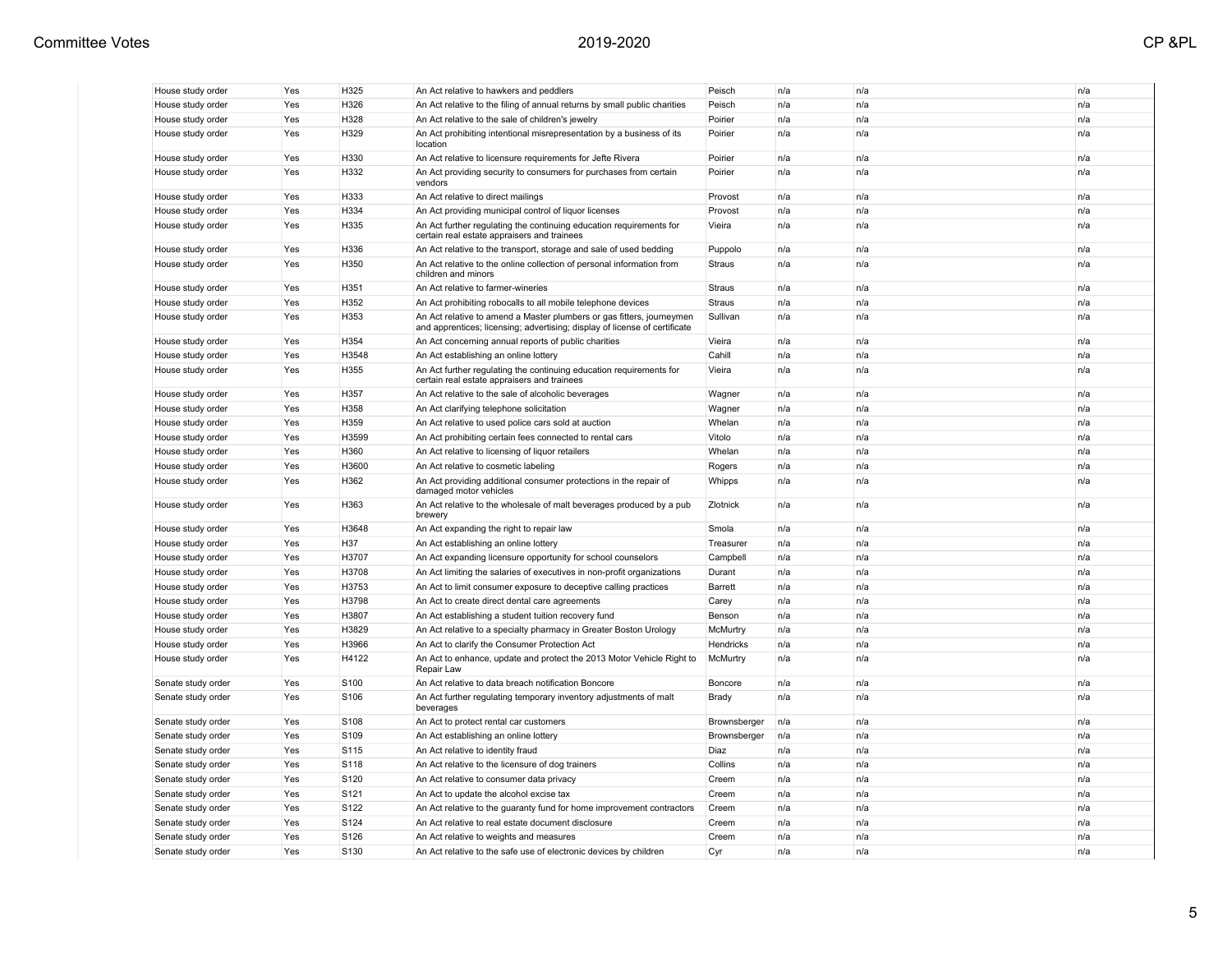| | | | | | | | |
|---|---|---|---|---|---|---|---|
| House study order | Yes | H325 | An Act relative to hawkers and peddlers | Peisch | n/a | n/a | n/a |
| House study order | Yes | H326 | An Act relative to the filing of annual returns by small public charities | Peisch | n/a | n/a | n/a |
| House study order | Yes | H328 | An Act relative to the sale of children's jewelry | Poirier | n/a | n/a | n/a |
| House study order | Yes | H329 | An Act prohibiting intentional misrepresentation by a business of its location | Poirier | n/a | n/a | n/a |
| House study order | Yes | H330 | An Act relative to licensure requirements for Jefte Rivera | Poirier | n/a | n/a | n/a |
| House study order | Yes | H332 | An Act providing security to consumers for purchases from certain vendors | Poirier | n/a | n/a | n/a |
| House study order | Yes | H333 | An Act relative to direct mailings | Provost | n/a | n/a | n/a |
| House study order | Yes | H334 | An Act providing municipal control of liquor licenses | Provost | n/a | n/a | n/a |
| House study order | Yes | H335 | An Act further regulating the continuing education requirements for certain real estate appraisers and trainees | Vieira | n/a | n/a | n/a |
| House study order | Yes | H336 | An Act relative to the transport, storage and sale of used bedding | Puppolo | n/a | n/a | n/a |
| House study order | Yes | H350 | An Act relative to the online collection of personal information from children and minors | Straus | n/a | n/a | n/a |
| House study order | Yes | H351 | An Act relative to farmer-wineries | Straus | n/a | n/a | n/a |
| House study order | Yes | H352 | An Act prohibiting robocalls to all mobile telephone devices | Straus | n/a | n/a | n/a |
| House study order | Yes | H353 | An Act relative to amend a Master plumbers or gas fitters, journeymen and apprentices; licensing; advertising; display of license of certificate | Sullivan | n/a | n/a | n/a |
| House study order | Yes | H354 | An Act concerning annual reports of public charities | Vieira | n/a | n/a | n/a |
| House study order | Yes | H3548 | An Act establishing an online lottery | Cahill | n/a | n/a | n/a |
| House study order | Yes | H355 | An Act further regulating the continuing education requirements for certain real estate appraisers and trainees | Vieira | n/a | n/a | n/a |
| House study order | Yes | H357 | An Act relative to the sale of alcoholic beverages | Wagner | n/a | n/a | n/a |
| House study order | Yes | H358 | An Act clarifying telephone solicitation | Wagner | n/a | n/a | n/a |
| House study order | Yes | H359 | An Act relative to used police cars sold at auction | Whelan | n/a | n/a | n/a |
| House study order | Yes | H3599 | An Act prohibiting certain fees connected to rental cars | Vitolo | n/a | n/a | n/a |
| House study order | Yes | H360 | An Act relative to licensing of liquor retailers | Whelan | n/a | n/a | n/a |
| House study order | Yes | H3600 | An Act relative to cosmetic labeling | Rogers | n/a | n/a | n/a |
| House study order | Yes | H362 | An Act providing additional consumer protections in the repair of damaged motor vehicles | Whipps | n/a | n/a | n/a |
| House study order | Yes | H363 | An Act relative to the wholesale of malt beverages produced by a pub brewery | Zlotnick | n/a | n/a | n/a |
| House study order | Yes | H3648 | An Act expanding the right to repair law | Smola | n/a | n/a | n/a |
| House study order | Yes | H37 | An Act establishing an online lottery | Treasurer | n/a | n/a | n/a |
| House study order | Yes | H3707 | An Act expanding licensure opportunity for school counselors | Campbell | n/a | n/a | n/a |
| House study order | Yes | H3708 | An Act limiting the salaries of executives in non-profit organizations | Durant | n/a | n/a | n/a |
| House study order | Yes | H3753 | An Act to limit consumer exposure to deceptive calling practices | Barrett | n/a | n/a | n/a |
| House study order | Yes | H3798 | An Act to create direct dental care agreements | Carey | n/a | n/a | n/a |
| House study order | Yes | H3807 | An Act establishing a student tuition recovery fund | Benson | n/a | n/a | n/a |
| House study order | Yes | H3829 | An Act relative to a specialty pharmacy in Greater Boston Urology | McMurtry | n/a | n/a | n/a |
| House study order | Yes | H3966 | An Act to clarify the Consumer Protection Act | Hendricks | n/a | n/a | n/a |
| House study order | Yes | H4122 | An Act to enhance, update and protect the 2013 Motor Vehicle Right to Repair Law | McMurtry | n/a | n/a | n/a |
| Senate study order | Yes | S100 | An Act relative to data breach notification Boncore | Boncore | n/a | n/a | n/a |
| Senate study order | Yes | S106 | An Act further regulating temporary inventory adjustments of malt beverages | Brady | n/a | n/a | n/a |
| Senate study order | Yes | S108 | An Act to protect rental car customers | Brownsberger | n/a | n/a | n/a |
| Senate study order | Yes | S109 | An Act establishing an online lottery | Brownsberger | n/a | n/a | n/a |
| Senate study order | Yes | S115 | An Act relative to identity fraud | Diaz | n/a | n/a | n/a |
| Senate study order | Yes | S118 | An Act relative to the licensure of dog trainers | Collins | n/a | n/a | n/a |
| Senate study order | Yes | S120 | An Act relative to consumer data privacy | Creem | n/a | n/a | n/a |
| Senate study order | Yes | S121 | An Act to update the alcohol excise tax | Creem | n/a | n/a | n/a |
| Senate study order | Yes | S122 | An Act relative to the guaranty fund for home improvement contractors | Creem | n/a | n/a | n/a |
| Senate study order | Yes | S124 | An Act relative to real estate document disclosure | Creem | n/a | n/a | n/a |
| Senate study order | Yes | S126 | An Act relative to weights and measures | Creem | n/a | n/a | n/a |
| Senate study order | Yes | S130 | An Act relative to the safe use of electronic devices by children | Cyr | n/a | n/a | n/a |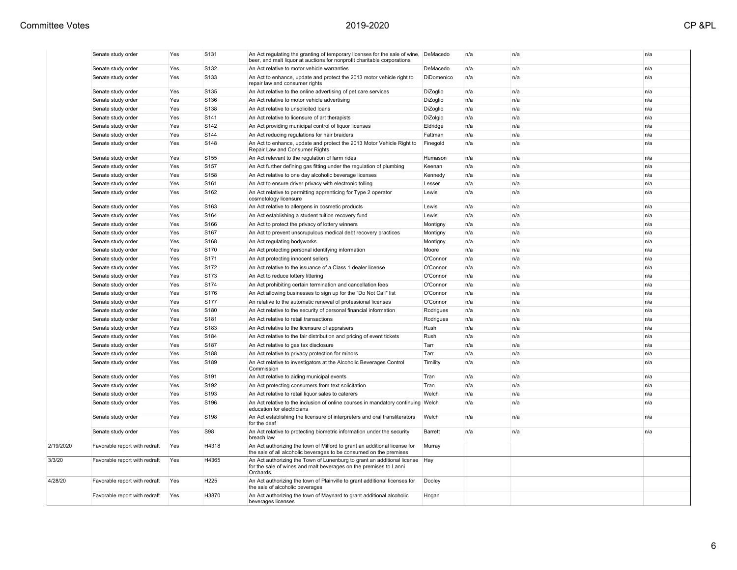| | | | | | | | | |
|---|---|---|---|---|---|---|---|---|
| | Senate study order | Yes | S131 | An Act regulating the granting of temporary licenses for the sale of wine, beer, and malt liquor at auctions for nonprofit charitable corporations | DeMacedo | n/a | n/a | n/a |
| | Senate study order | Yes | S132 | An Act relative to motor vehicle warranties | DeMacedo | n/a | n/a | n/a |
| | Senate study order | Yes | S133 | An Act to enhance, update and protect the 2013 motor vehicle right to repair law and consumer rights | DiDomenico | n/a | n/a | n/a |
| | Senate study order | Yes | S135 | An Act relative to the online advertising of pet care services | DiZoglio | n/a | n/a | n/a |
| | Senate study order | Yes | S136 | An Act relative to motor vehicle advertising | DiZoglio | n/a | n/a | n/a |
| | Senate study order | Yes | S138 | An Act relative to unsolicited loans | DiZoglio | n/a | n/a | n/a |
| | Senate study order | Yes | S141 | An Act relative to licensure of art therapists | DiZolgio | n/a | n/a | n/a |
| | Senate study order | Yes | S142 | An Act providing municipal control of liquor licenses | Eldridge | n/a | n/a | n/a |
| | Senate study order | Yes | S144 | An Act reducing regulations for hair braiders | Fattman | n/a | n/a | n/a |
| | Senate study order | Yes | S148 | An Act to enhance, update and protect the 2013 Motor Vehicle Right to Repair Law and Consumer Rights | Finegold | n/a | n/a | n/a |
| | Senate study order | Yes | S155 | An Act relevant to the regulation of farm rides | Humason | n/a | n/a | n/a |
| | Senate study order | Yes | S157 | An Act further defining gas fitting under the regulation of plumbing | Keenan | n/a | n/a | n/a |
| | Senate study order | Yes | S158 | An Act relative to one day alcoholic beverage licenses | Kennedy | n/a | n/a | n/a |
| | Senate study order | Yes | S161 | An Act to ensure driver privacy with electronic tolling | Lesser | n/a | n/a | n/a |
| | Senate study order | Yes | S162 | An Act relative to permitting apprenticing for Type 2 operator cosmetology licensure | Lewis | n/a | n/a | n/a |
| | Senate study order | Yes | S163 | An Act relative to allergens in cosmetic products | Lewis | n/a | n/a | n/a |
| | Senate study order | Yes | S164 | An Act establishing a student tuition recovery fund | Lewis | n/a | n/a | n/a |
| | Senate study order | Yes | S166 | An Act to protect the privacy of lottery winners | Montigny | n/a | n/a | n/a |
| | Senate study order | Yes | S167 | An Act to prevent unscrupulous medical debt recovery practices | Montigny | n/a | n/a | n/a |
| | Senate study order | Yes | S168 | An Act regulating bodyworks | Montigny | n/a | n/a | n/a |
| | Senate study order | Yes | S170 | An Act protecting personal identifying information | Moore | n/a | n/a | n/a |
| | Senate study order | Yes | S171 | An Act protecting innocent sellers | O'Connor | n/a | n/a | n/a |
| | Senate study order | Yes | S172 | An Act relative to the issuance of a Class 1 dealer license | O'Connor | n/a | n/a | n/a |
| | Senate study order | Yes | S173 | An Act to reduce lottery littering | O'Connor | n/a | n/a | n/a |
| | Senate study order | Yes | S174 | An Act prohibiting certain termination and cancellation fees | O'Connor | n/a | n/a | n/a |
| | Senate study order | Yes | S176 | An Act allowing businesses to sign up for the "Do Not Call" list | O'Connor | n/a | n/a | n/a |
| | Senate study order | Yes | S177 | An relative to the automatic renewal of professional licenses | O'Connor | n/a | n/a | n/a |
| | Senate study order | Yes | S180 | An Act relative to the security of personal financial information | Rodrigues | n/a | n/a | n/a |
| | Senate study order | Yes | S181 | An Act relative to retail transactions | Rodrigues | n/a | n/a | n/a |
| | Senate study order | Yes | S183 | An Act relative to the licensure of appraisers | Rush | n/a | n/a | n/a |
| | Senate study order | Yes | S184 | An Act relative to the fair distribution and pricing of event tickets | Rush | n/a | n/a | n/a |
| | Senate study order | Yes | S187 | An Act relative to gas tax disclosure | Tarr | n/a | n/a | n/a |
| | Senate study order | Yes | S188 | An Act relative to privacy protection for minors | Tarr | n/a | n/a | n/a |
| | Senate study order | Yes | S189 | An Act relative to investigators at the Alcoholic Beverages Control Commission | Timility | n/a | n/a | n/a |
| | Senate study order | Yes | S191 | An Act relative to aiding municipal events | Tran | n/a | n/a | n/a |
| | Senate study order | Yes | S192 | An Act protecting consumers from text solicitation | Tran | n/a | n/a | n/a |
| | Senate study order | Yes | S193 | An Act relative to retail liquor sales to caterers | Welch | n/a | n/a | n/a |
| | Senate study order | Yes | S196 | An Act relative to the inclusion of online courses in mandatory continuing education for electricians | Welch | n/a | n/a | n/a |
| | Senate study order | Yes | S198 | An Act establishing the licensure of interpreters and oral transliterators for the deaf | Welch | n/a | n/a | n/a |
| | Senate study order | Yes | S98 | An Act relative to protecting biometric information under the security breach law | Barrett | n/a | n/a | n/a |
| 2/19/2020 | Favorable report with redraft | Yes | H4318 | An Act authorizing the town of Milford to grant an additional license for the sale of all alcoholic beverages to be consumed on the premises | Murray | | | |
| 3/3/20 | Favorable report with redraft | Yes | H4365 | An Act authorizing the Town of Lunenburg to grant an additional license for the sale of wines and malt beverages on the premises to Lanni Orchards. | Hay | | | |
| 4/28/20 | Favorable report with redraft | Yes | H225 | An Act authorizing the town of Plainville to grant additional licenses for the sale of alcoholic beverages | Dooley | | | |
| | Favorable report with redraft | Yes | H3870 | An Act authorizing the town of Maynard to grant additional alcoholic beverages licenses | Hogan | | | |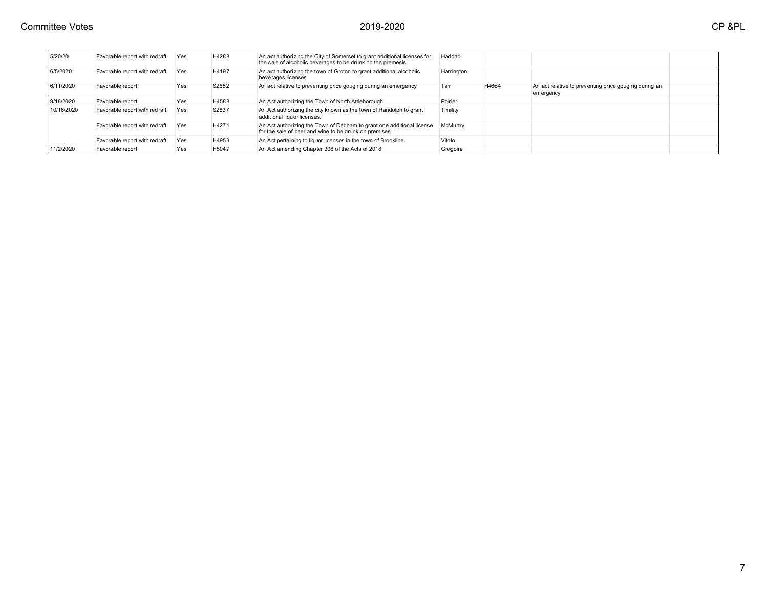| | | | | | | | | |
|---|---|---|---|---|---|---|---|---|
| 5/20/20 | Favorable report with redraft | Yes | H4288 | An act authorizing the City of Somerset to grant additional licenses for the sale of alcoholic beverages to be drunk on the premesis | Haddad | | | |
| 6/5/2020 | Favorable report with redraft | Yes | H4197 | An act authorizing the town of Groton to grant additional alcoholic beverages licenses | Harrington | | | |
| 6/11/2020 | Favorable report | Yes | S2652 | An act relative to preventing price gouging during an emergency | Tarr | H4664 | An act relative to preventing price gouging during an emergency | |
| 9/18/2020 | Favorable report | Yes | H4588 | An Act authorizing the Town of North Attleborough | Poirier | | | |
| 10/16/2020 | Favorable report with redraft | Yes | S2837 | An Act authorizing the city known as the town of Randolph to grant additional liquor licenses. | Timility | | | |
| | Favorable report with redraft | Yes | H4271 | An Act authorizing the Town of Dedham to grant one additional license for the sale of beer and wine to be drunk on premises. | McMurtry | | | |
| | Favorable report with redraft | Yes | H4953 | An Act pertaining to liquor licenses in the town of Brookline. | Vitolo | | | |
| 11/2/2020 | Favorable report | Yes | H5047 | An Act amending Chapter 306 of the Acts of 2018. | Gregoire | | | |